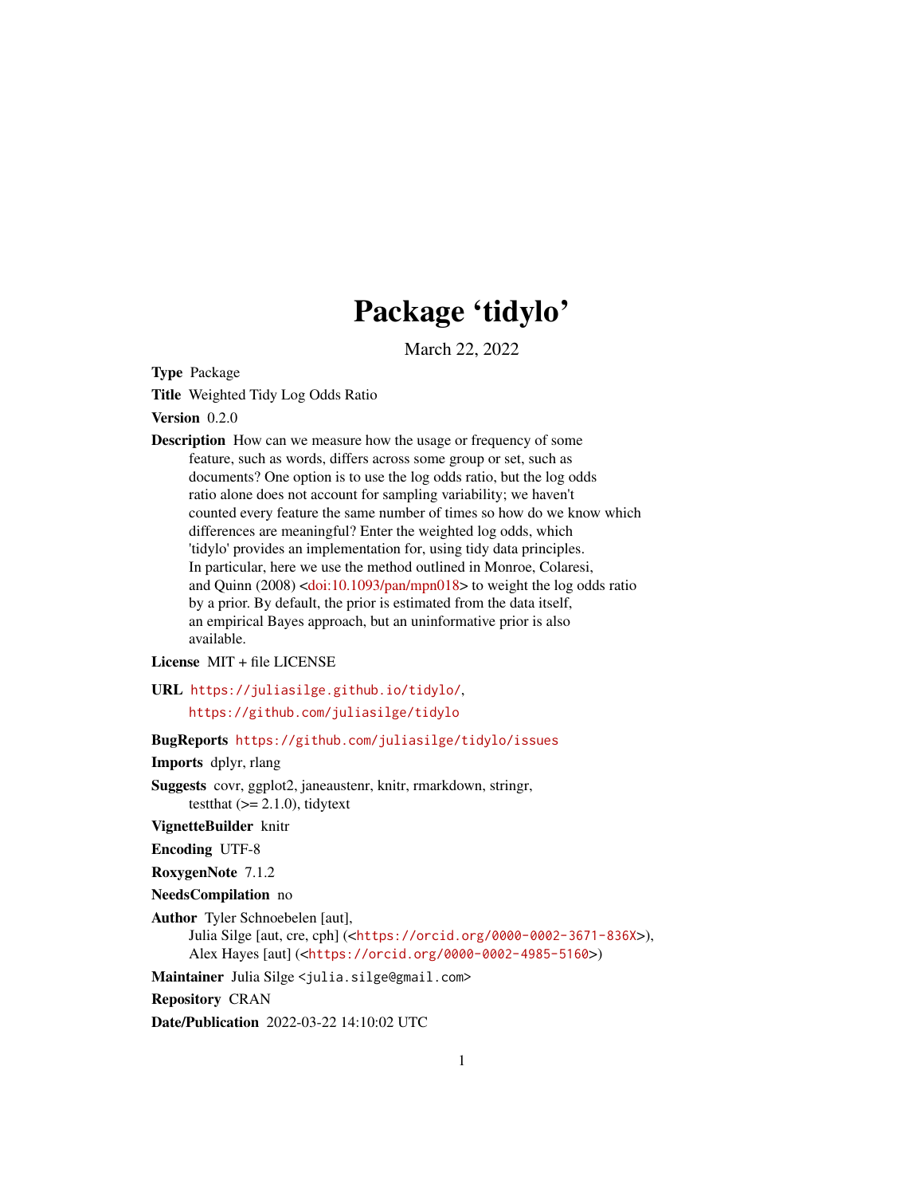# Package 'tidylo'

March 22, 2022

**Type** Package

**Title** Weighted Tidy Log Odds Ratio

**Version** 0.2.0

**Description** How can we measure how the usage or frequency of some feature, such as words, differs across some group or set, such as documents? One option is to use the log odds ratio, but the log odds ratio alone does not account for sampling variability; we haven't counted every feature the same number of times so how do we know which differences are meaningful? Enter the weighted log odds, which 'tidylo' provides an implementation for, using tidy data principles. In particular, here we use the method outlined in Monroe, Colaresi, and Quinn (2008) <doi:10.1093/pan/mpn018> to weight the log odds ratio by a prior. By default, the prior is estimated from the data itself, an empirical Bayes approach, but an uninformative prior is also available.

**License** MIT + file LICENSE

**URL** https://juliasilge.github.io/tidylo/, https://github.com/juliasilge/tidylo

**BugReports** https://github.com/juliasilge/tidylo/issues

**Imports** dplyr, rlang

**Suggests** covr, ggplot2, janeaustenr, knitr, rmarkdown, stringr, testthat (>= 2.1.0), tidytext

**VignetteBuilder** knitr

**Encoding** UTF-8

**RoxygenNote** 7.1.2

**NeedsCompilation** no

**Author** Tyler Schnoebelen [aut], Julia Silge [aut, cre, cph] (<https://orcid.org/0000-0002-3671-836X>), Alex Hayes [aut] (<https://orcid.org/0000-0002-4985-5160>)

**Maintainer** Julia Silge <julia.silge@gmail.com>

**Repository** CRAN

**Date/Publication** 2022-03-22 14:10:02 UTC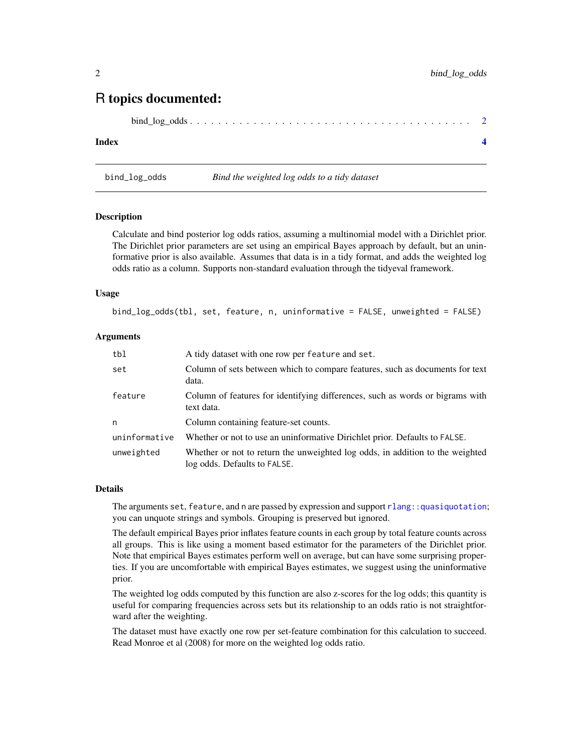# R topics documented:

bind_log_odds . . . . . . . . . . . . . . . . . . . . . . . . . . . . . . . . . . . . . . . 2

**Index** **4**

---

`bind_log_odds` *Bind the weighted log odds to a tidy dataset*

---

## Description

Calculate and bind posterior log odds ratios, assuming a multinomial model with a Dirichlet prior. The Dirichlet prior parameters are set using an empirical Bayes approach by default, but an uninformative prior is also available. Assumes that data is in a tidy format, and adds the weighted log odds ratio as a column. Supports non-standard evaluation through the tidyeval framework.

## Usage

```
bind_log_odds(tbl, set, feature, n, uninformative = FALSE, unweighted = FALSE)
```

## Arguments

| | |
|---|---|
| `tbl` | A tidy dataset with one row per `feature` and `set`. |
| `set` | Column of sets between which to compare features, such as documents for text data. |
| `feature` | Column of features for identifying differences, such as words or bigrams with text data. |
| `n` | Column containing feature-set counts. |
| `uninformative` | Whether or not to use an uninformative Dirichlet prior. Defaults to `FALSE`. |
| `unweighted` | Whether or not to return the unweighted log odds, in addition to the weighted log odds. Defaults to `FALSE`. |

## Details

The arguments `set`, `feature`, and `n` are passed by expression and support `rlang::quasiquotation`; you can unquote strings and symbols. Grouping is preserved but ignored.

The default empirical Bayes prior inflates feature counts in each group by total feature counts across all groups. This is like using a moment based estimator for the parameters of the Dirichlet prior. Note that empirical Bayes estimates perform well on average, but can have some surprising properties. If you are uncomfortable with empirical Bayes estimates, we suggest using the uninformative prior.

The weighted log odds computed by this function are also z-scores for the log odds; this quantity is useful for comparing frequencies across sets but its relationship to an odds ratio is not straightforward after the weighting.

The dataset must have exactly one row per set-feature combination for this calculation to succeed. Read Monroe et al (2008) for more on the weighted log odds ratio.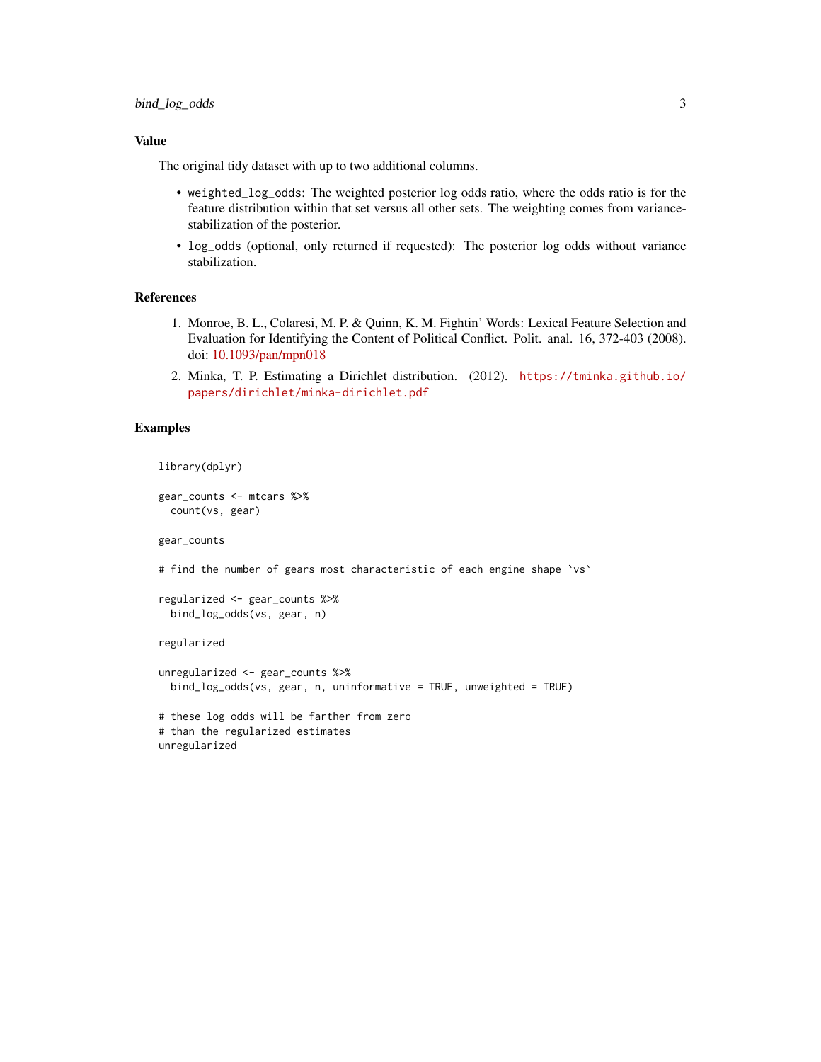## Value

The original tidy dataset with up to two additional columns.

- `weighted_log_odds`: The weighted posterior log odds ratio, where the odds ratio is for the feature distribution within that set versus all other sets. The weighting comes from variance-stabilization of the posterior.
- `log_odds` (optional, only returned if requested): The posterior log odds without variance stabilization.

## References

1. Monroe, B. L., Colaresi, M. P. & Quinn, K. M. Fightin' Words: Lexical Feature Selection and Evaluation for Identifying the Content of Political Conflict. Polit. anal. 16, 372-403 (2008). doi: 10.1093/pan/mpn018
2. Minka, T. P. Estimating a Dirichlet distribution. (2012). https://tminka.github.io/papers/dirichlet/minka-dirichlet.pdf

## Examples

```
library(dplyr)

gear_counts <- mtcars %>%
  count(vs, gear)

gear_counts

# find the number of gears most characteristic of each engine shape `vs`

regularized <- gear_counts %>%
  bind_log_odds(vs, gear, n)

regularized

unregularized <- gear_counts %>%
  bind_log_odds(vs, gear, n, uninformative = TRUE, unweighted = TRUE)

# these log odds will be farther from zero
# than the regularized estimates
unregularized
```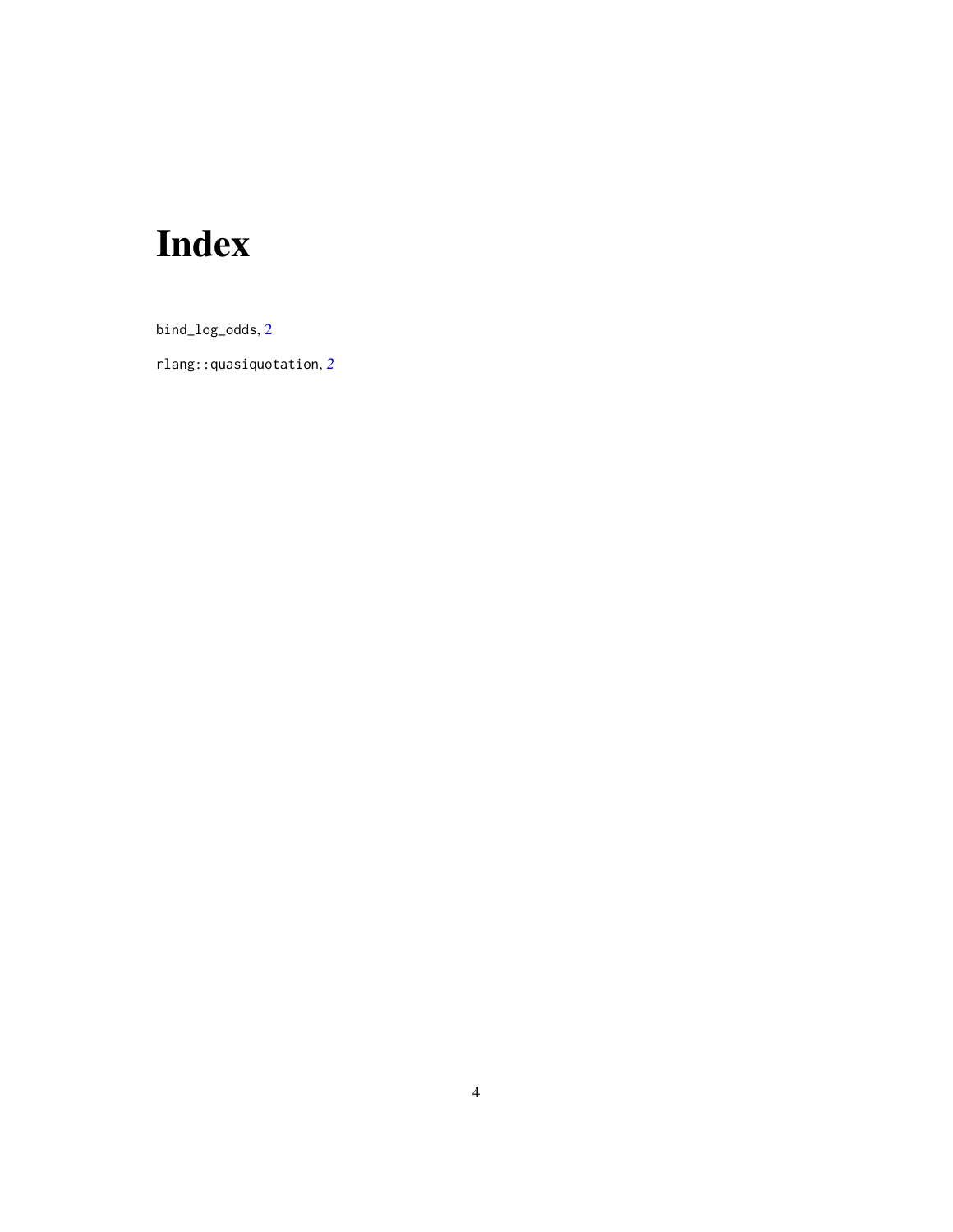# Index

bind_log_odds, 2

rlang::quasiquotation, *2*